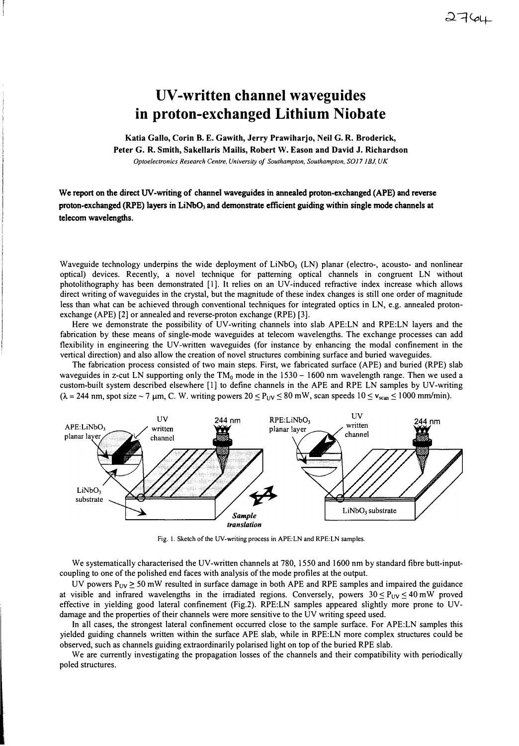# UV-written channel waveguides in proton-exchanged Lithium Niobate

**Katia Gallo, Corin B. E. Gawith, Jerry Prawiharjo, Neil G. R. Broderick, Peter G. R. Smith, Sakellaris Mailis, Robert W. Eason and David J. Richardson**

*Optoelectronics Research Centre, University of Southampton, Southampton, SO17 1BJ, UK*

**We report on the direct UV-writing of channel waveguides in annealed proton-exchanged (APE) and reverse proton-exchanged (RPE) layers in $LiNbO_3$ and demonstrate efficient guiding within single mode channels at telecom wavelengths.**

Waveguide technology underpins the wide deployment of $LiNbO_3$ (LN) planar (electro-, acousto- and nonlinear optical) devices. Recently, a novel technique for patterning optical channels in congruent LN without photolithography has been demonstrated [1]. It relies on an UV-induced refractive index increase which allows direct writing of waveguides in the crystal, but the magnitude of these index changes is still one order of magnitude less than what can be achieved through conventional techniques for integrated optics in LN, e.g. annealed proton-exchange (APE) [2] or annealed and reverse-proton exchange (RPE) [3].

Here we demonstrate the possibility of UV-writing channels into slab APE:LN and RPE:LN layers and the fabrication by these means of single-mode waveguides at telecom wavelengths. The exchange processes can add flexibility in engineering the UV-written waveguides (for instance by enhancing the modal confinement in the vertical direction) and also allow the creation of novel structures combining surface and buried waveguides.

The fabrication process consisted of two main steps. First, we fabricated surface (APE) and buried (RPE) slab waveguides in z-cut LN supporting only the $TM_0$ mode in the 1530 – 1600 nm wavelength range. Then we used a custom-built system described elsewhere [1] to define channels in the APE and RPE LN samples by UV-writing ($\lambda$ = 244 nm, spot size ~ 7 μm, C. W. writing powers $20 \leq P_{UV} \leq 80$ mW, scan speeds $10 \leq v_{scan} \leq 1000$ mm/min).

Fig. 1. Sketch of the UV-writing process in APE:LN and RPE:LN samples.

We systematically characterised the UV-written channels at 780, 1550 and 1600 nm by standard fibre butt-input-coupling to one of the polished end faces with analysis of the mode profiles at the output.

UV powers $P_{UV} \geq 50$ mW resulted in surface damage in both APE and RPE samples and impaired the guidance at visible and infrared wavelengths in the irradiated regions. Conversely, powers $30 \leq P_{UV} \leq 40$ mW proved effective in yielding good lateral confinement (Fig.2). RPE:LN samples appeared slightly more prone to UV-damage and the properties of their channels were more sensitive to the UV writing speed used.

In all cases, the strongest lateral confinement occurred close to the sample surface. For APE:LN samples this yielded guiding channels written within the surface APE slab, while in RPE:LN more complex structures could be observed, such as channels guiding extraordinarily polarised light on top of the buried RPE slab.

We are currently investigating the propagation losses of the channels and their compatibility with periodically poled structures.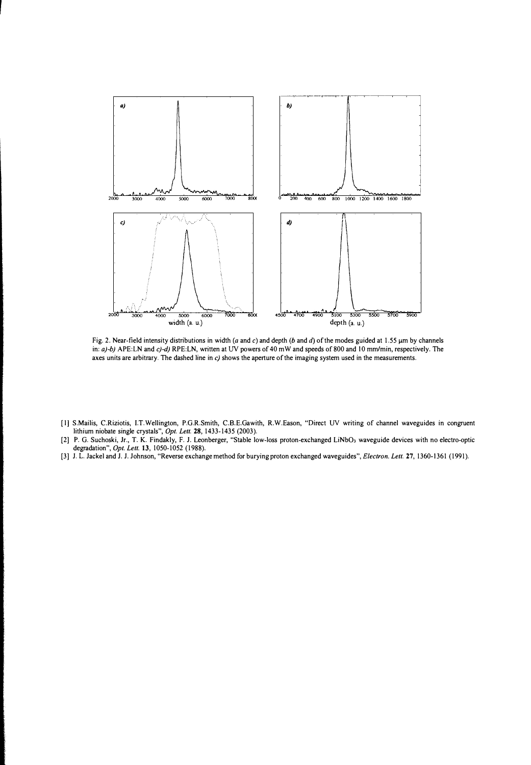a)

2000 3000 4000 5000 6000 7000 800(

b)

0 200 400 600 800 1000 1200 1400 1600 1800

c)

2000 3000 4000 5000 6000 7000 800(

width (a. u.)

d)

4500 4700 4900 5100 5300 5500 5700 5900

depth (a. u.)

Fig. 2. Near-field intensity distributions in width (*a* and *c*) and depth (*b* and *d*) of the modes guided at 1.55 μm by channels in: *a)-b)* APE:LN and *c)-d)* RPE:LN, written at UV powers of 40 mW and speeds of 800 and 10 mm/min, respectively. The axes units are arbitrary. The dashed line in *c)* shows the aperture of the imaging system used in the measurements.

[1] S.Mailis, C.Riziotis, I.T.Wellington, P.G.R.Smith, C.B.E.Gawith, R.W.Eason, "Direct UV writing of channel waveguides in congruent lithium niobate single crystals", *Opt. Lett.* **28**, 1433-1435 (2003).

[2] P. G. Suchoski, Jr., T. K. Findakly, F. J. Leonberger, "Stable low-loss proton-exchanged $LiNbO_3$ waveguide devices with no electro-optic degradation", *Opt. Lett.* **13**, 1050-1052 (1988).

[3] J. L. Jackel and J. J. Johnson, "Reverse exchange method for burying proton exchanged waveguides", *Electron. Lett.* **27**, 1360-1361 (1991).